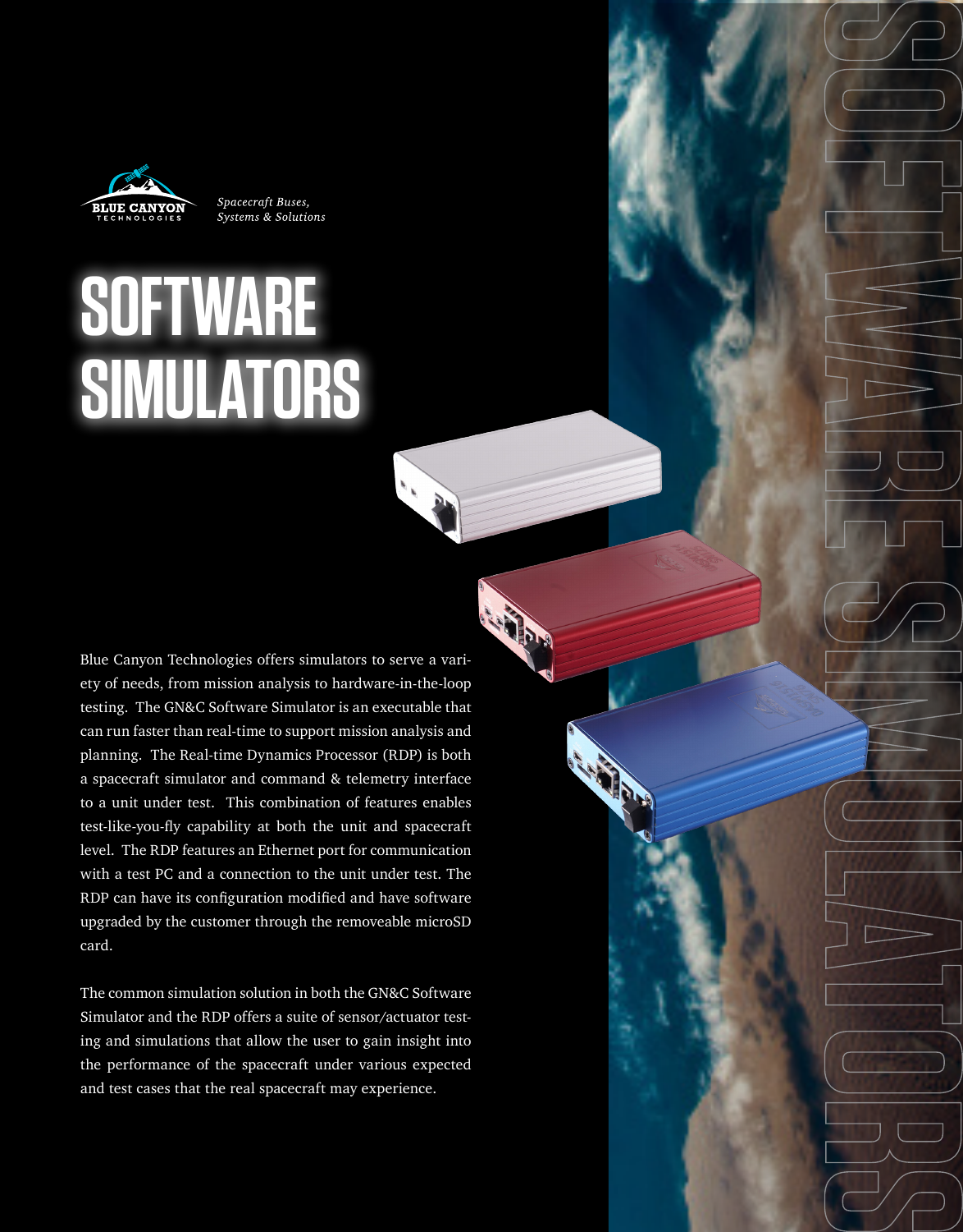BLUE CANYON TECHNOLOGIES

*Spacecraft Buses, Systems & Solutions*

# SOFTWARE SIMULATORS

Blue Canyon Technologies offers simulators to serve a variety of needs, from mission analysis to hardware-in-the-loop testing. The GN&C Software Simulator is an executable that can run faster than real-time to support mission analysis and planning. The Real-time Dynamics Processor (RDP) is both a spacecraft simulator and command & telemetry interface to a unit under test. This combination of features enables test-like-you-fly capability at both the unit and spacecraft level. The RDP features an Ethernet port for communication with a test PC and a connection to the unit under test. The RDP can have its configuration modified and have software upgraded by the customer through the removeable microSD card.

The common simulation solution in both the GN&C Software Simulator and the RDP offers a suite of sensor/actuator testing and simulations that allow the user to gain insight into the performance of the spacecraft under various expected and test cases that the real spacecraft may experience.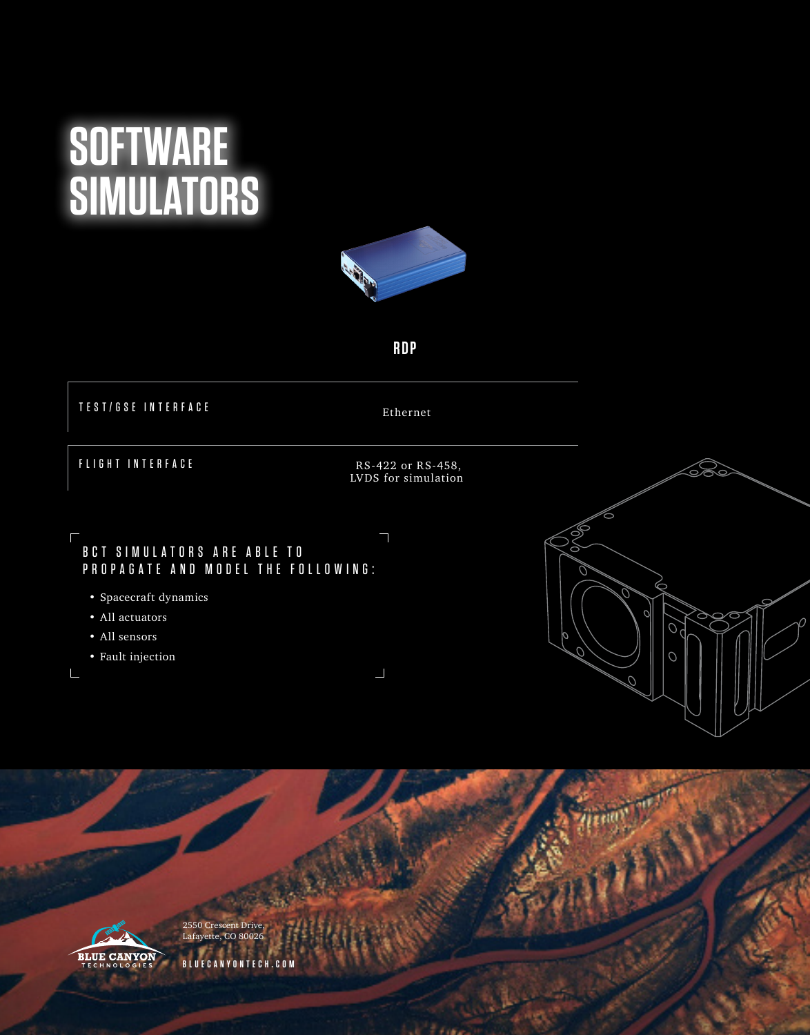# SOFTWARE SIMULATORS

| | RDP |
|---|---|
| TEST/GSE INTERFACE | Ethernet |
| FLIGHT INTERFACE | RS-422 or RS-458, LVDS for simulation |

### BCT SIMULATORS ARE ABLE TO PROPAGATE AND MODEL THE FOLLOWING:

- Spacecraft dynamics
- All actuators
- All sensors
- Fault injection

BLUE CANYON TECHNOLOGIES

2550 Crescent Drive,
Lafayette, CO 80026

BLUECANYONTECH.COM